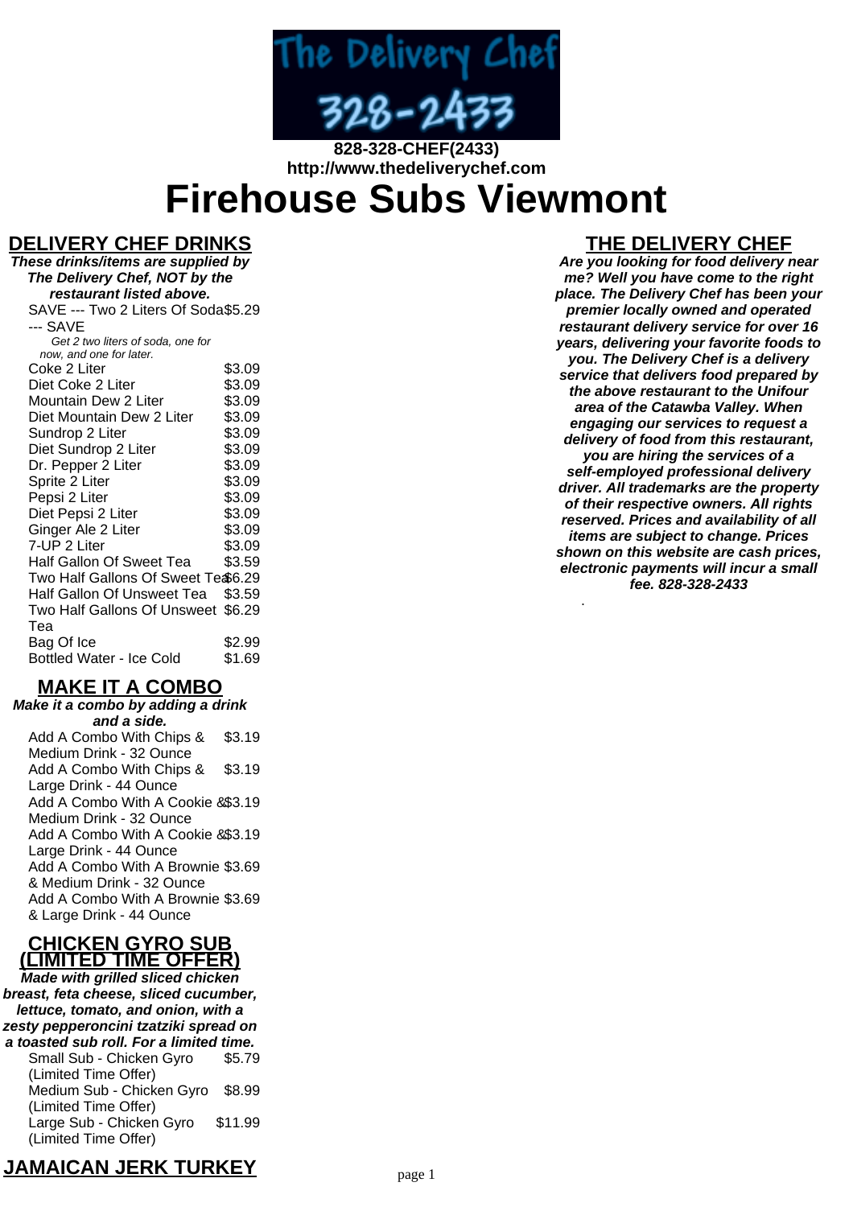The Delivery Chef 328-2433

**828-328-CHEF(2433)**
**http://www.thedeliverychef.com**

# Firehouse Subs Viewmont

## DELIVERY CHEF DRINKS

***These drinks/items are supplied by The Delivery Chef, NOT by the restaurant listed above.***

| Item | Price |
|---|---|
| SAVE --- Two 2 Liters Of Soda --- SAVE<br>*Get 2 two liters of soda, one for now, and one for later.* | $5.29 |
| Coke 2 Liter | $3.09 |
| Diet Coke 2 Liter | $3.09 |
| Mountain Dew 2 Liter | $3.09 |
| Diet Mountain Dew 2 Liter | $3.09 |
| Sundrop 2 Liter | $3.09 |
| Diet Sundrop 2 Liter | $3.09 |
| Dr. Pepper 2 Liter | $3.09 |
| Sprite 2 Liter | $3.09 |
| Pepsi 2 Liter | $3.09 |
| Diet Pepsi 2 Liter | $3.09 |
| Ginger Ale 2 Liter | $3.09 |
| 7-UP 2 Liter | $3.09 |
| Half Gallon Of Sweet Tea | $3.59 |
| Two Half Gallons Of Sweet Tea | $6.29 |
| Half Gallon Of Unsweet Tea | $3.59 |
| Two Half Gallons Of Unsweet Tea | $6.29 |
| Bag Of Ice | $2.99 |
| Bottled Water - Ice Cold | $1.69 |

## MAKE IT A COMBO

***Make it a combo by adding a drink and a side.***

| Item | Price |
|---|---|
| Add A Combo With Chips & Medium Drink - 32 Ounce | $3.19 |
| Add A Combo With Chips & Large Drink - 44 Ounce | $3.19 |
| Add A Combo With A Cookie & Medium Drink - 32 Ounce | $3.19 |
| Add A Combo With A Cookie & Large Drink - 44 Ounce | $3.19 |
| Add A Combo With A Brownie & Medium Drink - 32 Ounce | $3.69 |
| Add A Combo With A Brownie & Large Drink - 44 Ounce | $3.69 |

## CHICKEN GYRO SUB (LIMITED TIME OFFER)

***Made with grilled sliced chicken breast, feta cheese, sliced cucumber, lettuce, tomato, and onion, with a zesty pepperoncini tzatziki spread on a toasted sub roll. For a limited time.***

| Item | Price |
|---|---|
| Small Sub - Chicken Gyro (Limited Time Offer) | $5.79 |
| Medium Sub - Chicken Gyro (Limited Time Offer) | $8.99 |
| Large Sub - Chicken Gyro (Limited Time Offer) | $11.99 |

## JAMAICAN JERK TURKEY

## THE DELIVERY CHEF

***Are you looking for food delivery near me? Well you have come to the right place. The Delivery Chef has been your premier locally owned and operated restaurant delivery service for over 16 years, delivering your favorite foods to you. The Delivery Chef is a delivery service that delivers food prepared by the above restaurant to the Unifour area of the Catawba Valley. When engaging our services to request a delivery of food from this restaurant, you are hiring the services of a self-employed professional delivery driver. All trademarks are the property of their respective owners. All rights reserved. Prices and availability of all items are subject to change. Prices shown on this website are cash prices, electronic payments will incur a small fee. 828-328-2433***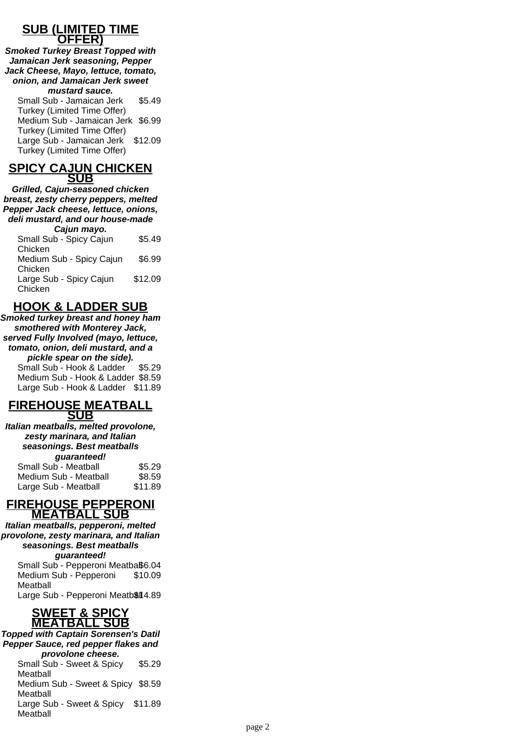## SUB (LIMITED TIME OFFER)

***Smoked Turkey Breast Topped with Jamaican Jerk seasoning, Pepper Jack Cheese, Mayo, lettuce, tomato, onion, and Jamaican Jerk sweet mustard sauce.***

| Item | Price |
|---|---|
| Small Sub - Jamaican Jerk Turkey (Limited Time Offer) | $5.49 |
| Medium Sub - Jamaican Jerk Turkey (Limited Time Offer) | $6.99 |
| Large Sub - Jamaican Jerk Turkey (Limited Time Offer) | $12.09 |

## SPICY CAJUN CHICKEN SUB

***Grilled, Cajun-seasoned chicken breast, zesty cherry peppers, melted Pepper Jack cheese, lettuce, onions, deli mustard, and our house-made Cajun mayo.***

| Item | Price |
|---|---|
| Small Sub - Spicy Cajun Chicken | $5.49 |
| Medium Sub - Spicy Cajun Chicken | $6.99 |
| Large Sub - Spicy Cajun Chicken | $12.09 |

## HOOK & LADDER SUB

***Smoked turkey breast and honey ham smothered with Monterey Jack, served Fully Involved (mayo, lettuce, tomato, onion, deli mustard, and a pickle spear on the side).***

| Item | Price |
|---|---|
| Small Sub - Hook & Ladder | $5.29 |
| Medium Sub - Hook & Ladder | $8.59 |
| Large Sub - Hook & Ladder | $11.89 |

## FIREHOUSE MEATBALL SUB

***Italian meatballs, melted provolone, zesty marinara, and Italian seasonings. Best meatballs guaranteed!***

| Item | Price |
|---|---|
| Small Sub - Meatball | $5.29 |
| Medium Sub - Meatball | $8.59 |
| Large Sub - Meatball | $11.89 |

## FIREHOUSE PEPPERONI MEATBALL SUB

***Italian meatballs, pepperoni, melted provolone, zesty marinara, and Italian seasonings. Best meatballs guaranteed!***

| Item | Price |
|---|---|
| Small Sub - Pepperoni Meatball | $6.04 |
| Medium Sub - Pepperoni Meatball | $10.09 |
| Large Sub - Pepperoni Meatball | $14.89 |

## SWEET & SPICY MEATBALL SUB

***Topped with Captain Sorensen's Datil Pepper Sauce, red pepper flakes and provolone cheese.***

| Item | Price |
|---|---|
| Small Sub - Sweet & Spicy Meatball | $5.29 |
| Medium Sub - Sweet & Spicy Meatball | $8.59 |
| Large Sub - Sweet & Spicy Meatball | $11.89 |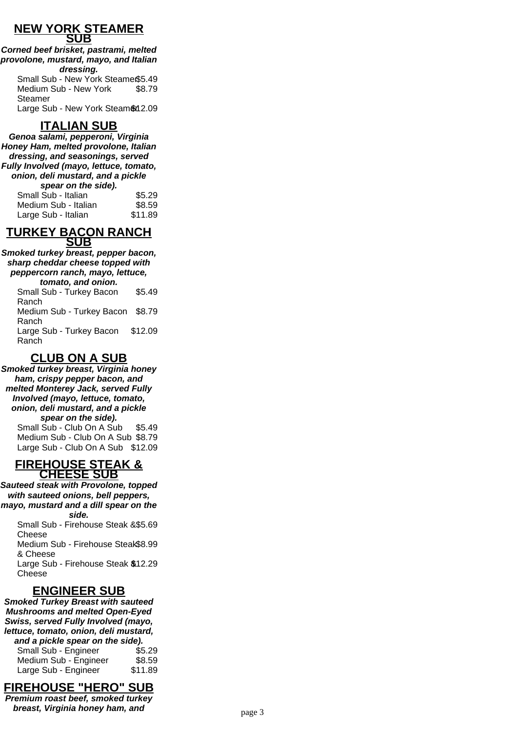## NEW YORK STEAMER SUB

***Corned beef brisket, pastrami, melted provolone, mustard, mayo, and Italian dressing.***

| Item | Price |
|---|---|
| Small Sub - New York Steamer | $5.49 |
| Medium Sub - New York Steamer | $8.79 |
| Large Sub - New York Steamer | $12.09 |

## ITALIAN SUB

***Genoa salami, pepperoni, Virginia Honey Ham, melted provolone, Italian dressing, and seasonings, served Fully Involved (mayo, lettuce, tomato, onion, deli mustard, and a pickle spear on the side).***

| Item | Price |
|---|---|
| Small Sub - Italian | $5.29 |
| Medium Sub - Italian | $8.59 |
| Large Sub - Italian | $11.89 |

## TURKEY BACON RANCH SUB

***Smoked turkey breast, pepper bacon, sharp cheddar cheese topped with peppercorn ranch, mayo, lettuce, tomato, and onion.***

| Item | Price |
|---|---|
| Small Sub - Turkey Bacon Ranch | $5.49 |
| Medium Sub - Turkey Bacon Ranch | $8.79 |
| Large Sub - Turkey Bacon Ranch | $12.09 |

## CLUB ON A SUB

***Smoked turkey breast, Virginia honey ham, crispy pepper bacon, and melted Monterey Jack, served Fully Involved (mayo, lettuce, tomato, onion, deli mustard, and a pickle spear on the side).***

| Item | Price |
|---|---|
| Small Sub - Club On A Sub | $5.49 |
| Medium Sub - Club On A Sub | $8.79 |
| Large Sub - Club On A Sub | $12.09 |

## FIREHOUSE STEAK & CHEESE SUB

***Sauteed steak with Provolone, topped with sauteed onions, bell peppers, mayo, mustard and a dill spear on the side.***

| Item | Price |
|---|---|
| Small Sub - Firehouse Steak & Cheese | $5.69 |
| Medium Sub - Firehouse Steak & Cheese | $8.99 |
| Large Sub - Firehouse Steak & Cheese | $12.29 |

## ENGINEER SUB

***Smoked Turkey Breast with sauteed Mushrooms and melted Open-Eyed Swiss, served Fully Involved (mayo, lettuce, tomato, onion, deli mustard, and a pickle spear on the side).***

| Item | Price |
|---|---|
| Small Sub - Engineer | $5.29 |
| Medium Sub - Engineer | $8.59 |
| Large Sub - Engineer | $11.89 |

## FIREHOUSE "HERO" SUB

***Premium roast beef, smoked turkey breast, Virginia honey ham, and***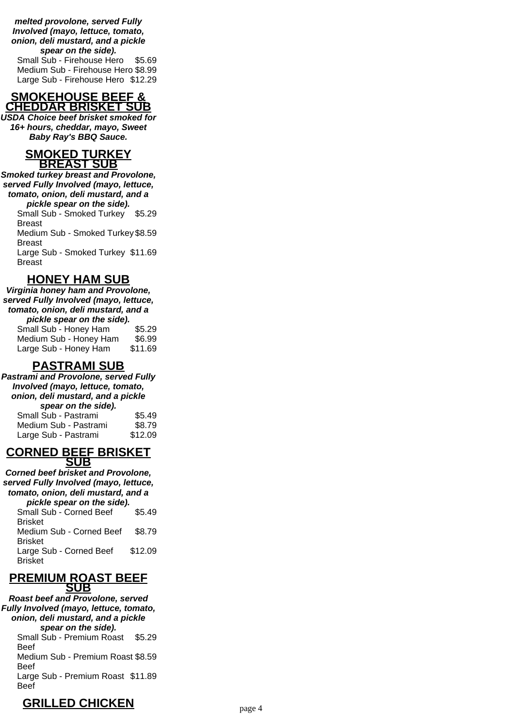***melted provolone, served Fully Involved (mayo, lettuce, tomato, onion, deli mustard, and a pickle spear on the side).***

| | |
|---|---|
| Small Sub - Firehouse Hero | $5.69 |
| Medium Sub - Firehouse Hero | $8.99 |
| Large Sub - Firehouse Hero | $12.29 |

## SMOKEHOUSE BEEF & CHEDDAR BRISKET SUB

***USDA Choice beef brisket smoked for 16+ hours, cheddar, mayo, Sweet Baby Ray's BBQ Sauce.***

## SMOKED TURKEY BREAST SUB

***Smoked turkey breast and Provolone, served Fully Involved (mayo, lettuce, tomato, onion, deli mustard, and a pickle spear on the side).***

| | |
|---|---|
| Small Sub - Smoked Turkey Breast | $5.29 |
| Medium Sub - Smoked Turkey Breast | $8.59 |
| Large Sub - Smoked Turkey Breast | $11.69 |

## HONEY HAM SUB

***Virginia honey ham and Provolone, served Fully Involved (mayo, lettuce, tomato, onion, deli mustard, and a pickle spear on the side).***

| | |
|---|---|
| Small Sub - Honey Ham | $5.29 |
| Medium Sub - Honey Ham | $6.99 |
| Large Sub - Honey Ham | $11.69 |

## PASTRAMI SUB

***Pastrami and Provolone, served Fully Involved (mayo, lettuce, tomato, onion, deli mustard, and a pickle spear on the side).***

| | |
|---|---|
| Small Sub - Pastrami | $5.49 |
| Medium Sub - Pastrami | $8.79 |
| Large Sub - Pastrami | $12.09 |

## CORNED BEEF BRISKET SUB

***Corned beef brisket and Provolone, served Fully Involved (mayo, lettuce, tomato, onion, deli mustard, and a pickle spear on the side).***

| | |
|---|---|
| Small Sub - Corned Beef Brisket | $5.49 |
| Medium Sub - Corned Beef Brisket | $8.79 |
| Large Sub - Corned Beef Brisket | $12.09 |

## PREMIUM ROAST BEEF SUB

***Roast beef and Provolone, served Fully Involved (mayo, lettuce, tomato, onion, deli mustard, and a pickle spear on the side).***

| | |
|---|---|
| Small Sub - Premium Roast Beef | $5.29 |
| Medium Sub - Premium Roast Beef | $8.59 |
| Large Sub - Premium Roast Beef | $11.89 |

## GRILLED CHICKEN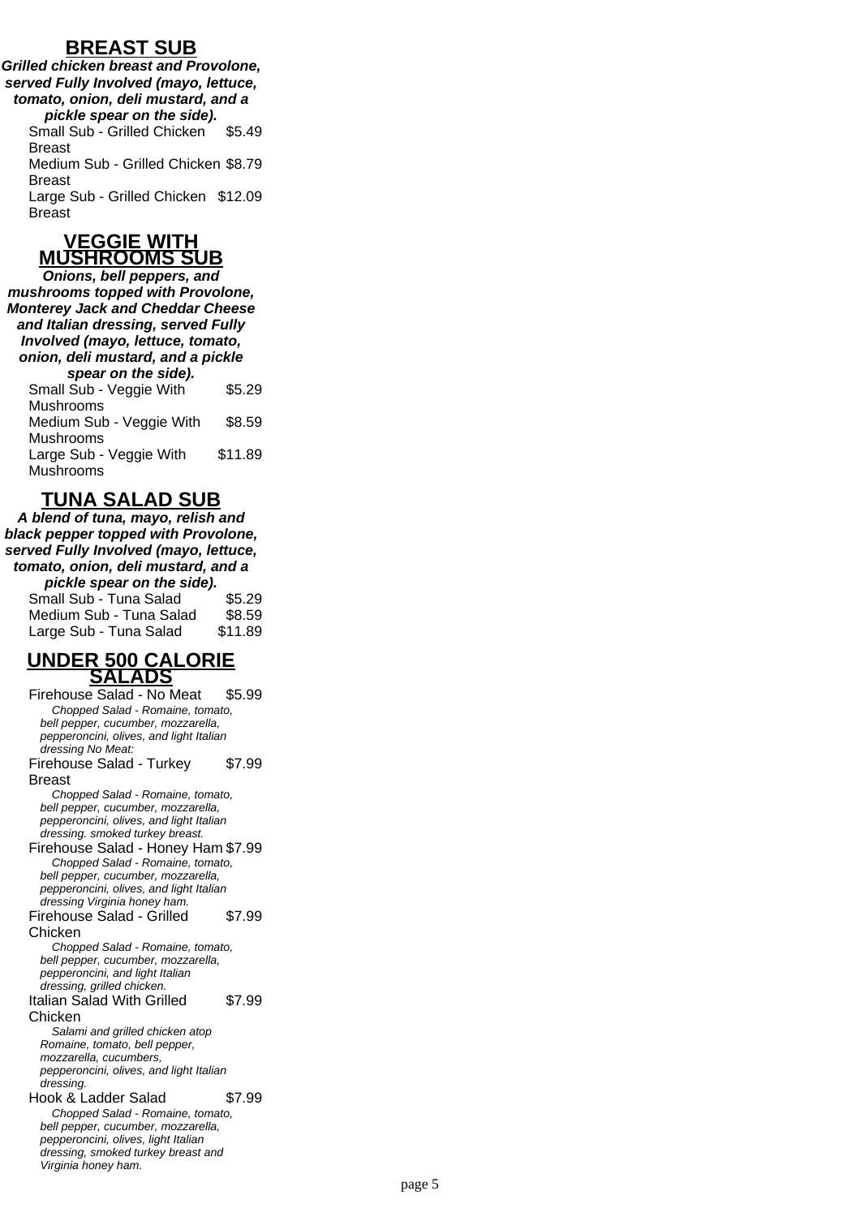## BREAST SUB

***Grilled chicken breast and Provolone, served Fully Involved (mayo, lettuce, tomato, onion, deli mustard, and a pickle spear on the side).***

| Item | Price |
| --- | --- |
| Small Sub - Grilled Chicken Breast | $5.49 |
| Medium Sub - Grilled Chicken Breast | $8.79 |
| Large Sub - Grilled Chicken Breast | $12.09 |

## VEGGIE WITH MUSHROOMS SUB

***Onions, bell peppers, and mushrooms topped with Provolone, Monterey Jack and Cheddar Cheese and Italian dressing, served Fully Involved (mayo, lettuce, tomato, onion, deli mustard, and a pickle spear on the side).***

| Item | Price |
| --- | --- |
| Small Sub - Veggie With Mushrooms | $5.29 |
| Medium Sub - Veggie With Mushrooms | $8.59 |
| Large Sub - Veggie With Mushrooms | $11.89 |

## TUNA SALAD SUB

***A blend of tuna, mayo, relish and black pepper topped with Provolone, served Fully Involved (mayo, lettuce, tomato, onion, deli mustard, and a pickle spear on the side).***

| Item | Price |
| --- | --- |
| Small Sub - Tuna Salad | $5.29 |
| Medium Sub - Tuna Salad | $8.59 |
| Large Sub - Tuna Salad | $11.89 |

## UNDER 500 CALORIE SALADS

Firehouse Salad - No Meat — $5.99

*Chopped Salad - Romaine, tomato, bell pepper, cucumber, mozzarella, pepperoncini, olives, and light Italian dressing No Meat:*

Firehouse Salad - Turkey Breast — $7.99

*Chopped Salad - Romaine, tomato, bell pepper, cucumber, mozzarella, pepperoncini, olives, and light Italian dressing. smoked turkey breast.*

Firehouse Salad - Honey Ham — $7.99

*Chopped Salad - Romaine, tomato, bell pepper, cucumber, mozzarella, pepperoncini, olives, and light Italian dressing Virginia honey ham.*

Firehouse Salad - Grilled Chicken — $7.99

*Chopped Salad - Romaine, tomato, bell pepper, cucumber, mozzarella, pepperoncini, and light Italian dressing, grilled chicken.*

Italian Salad With Grilled Chicken — $7.99

*Salami and grilled chicken atop Romaine, tomato, bell pepper, mozzarella, cucumbers, pepperoncini, olives, and light Italian dressing.*

Hook & Ladder Salad — $7.99

*Chopped Salad - Romaine, tomato, bell pepper, cucumber, mozzarella, pepperoncini, olives, light Italian dressing, smoked turkey breast and Virginia honey ham.*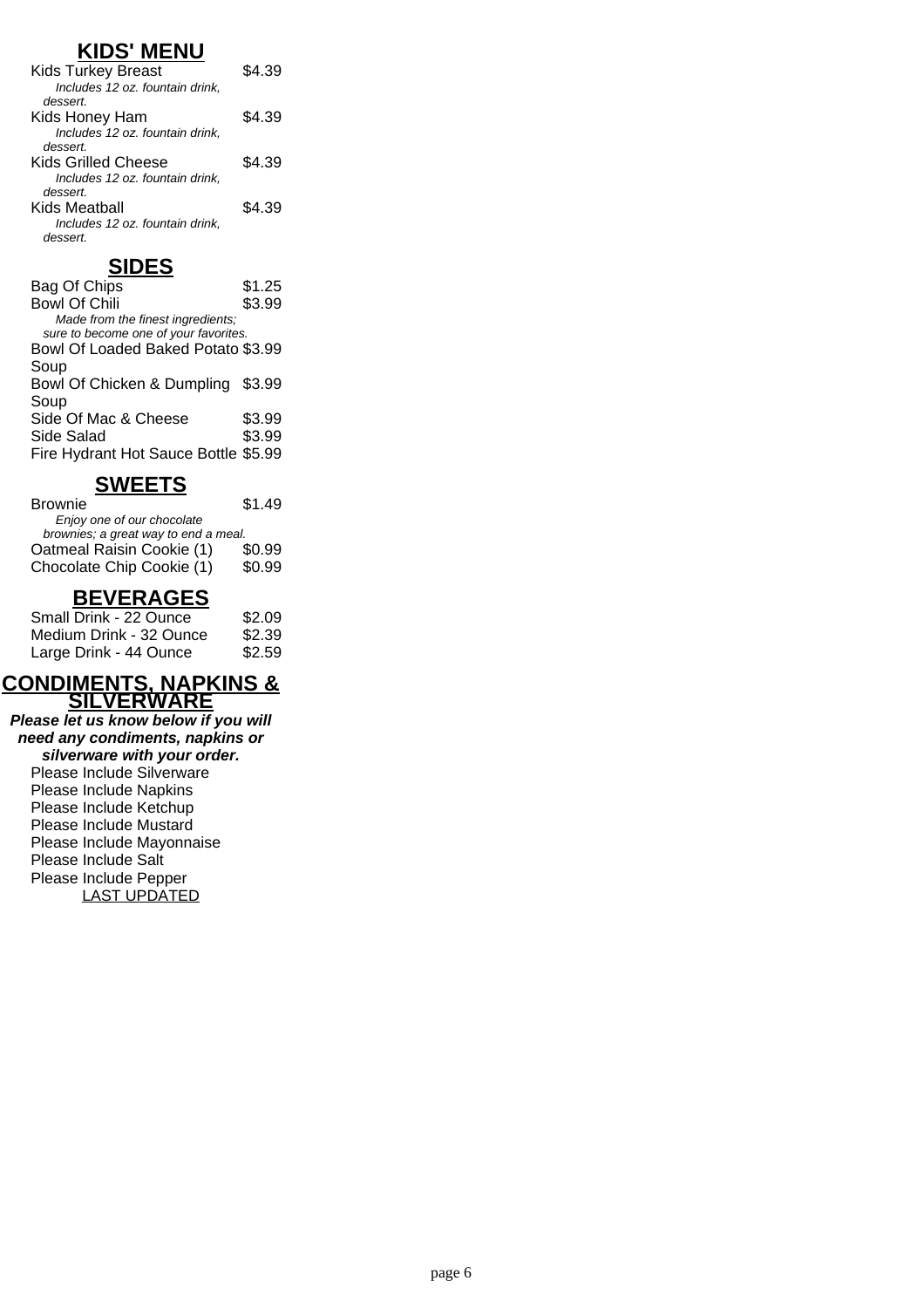## KIDS' MENU

| | |
|---|---|
| Kids Turkey Breast<br>*Includes 12 oz. fountain drink, dessert.* | $4.39 |
| Kids Honey Ham<br>*Includes 12 oz. fountain drink, dessert.* | $4.39 |
| Kids Grilled Cheese<br>*Includes 12 oz. fountain drink, dessert.* | $4.39 |
| Kids Meatball<br>*Includes 12 oz. fountain drink, dessert.* | $4.39 |

## SIDES

| | |
|---|---|
| Bag Of Chips | $1.25 |
| Bowl Of Chili<br>*Made from the finest ingredients; sure to become one of your favorites.* | $3.99 |
| Bowl Of Loaded Baked Potato Soup | $3.99 |
| Bowl Of Chicken & Dumpling Soup | $3.99 |
| Side Of Mac & Cheese | $3.99 |
| Side Salad | $3.99 |
| Fire Hydrant Hot Sauce Bottle | $5.99 |

## SWEETS

| | |
|---|---|
| Brownie<br>*Enjoy one of our chocolate brownies; a great way to end a meal.* | $1.49 |
| Oatmeal Raisin Cookie (1) | $0.99 |
| Chocolate Chip Cookie (1) | $0.99 |

## BEVERAGES

| | |
|---|---|
| Small Drink - 22 Ounce | $2.09 |
| Medium Drink - 32 Ounce | $2.39 |
| Large Drink - 44 Ounce | $2.59 |

## CONDIMENTS, NAPKINS & SILVERWARE

***Please let us know below if you will need any condiments, napkins or silverware with your order.***

Please Include Silverware
Please Include Napkins
Please Include Ketchup
Please Include Mustard
Please Include Mayonnaise
Please Include Salt
Please Include Pepper

LAST UPDATED